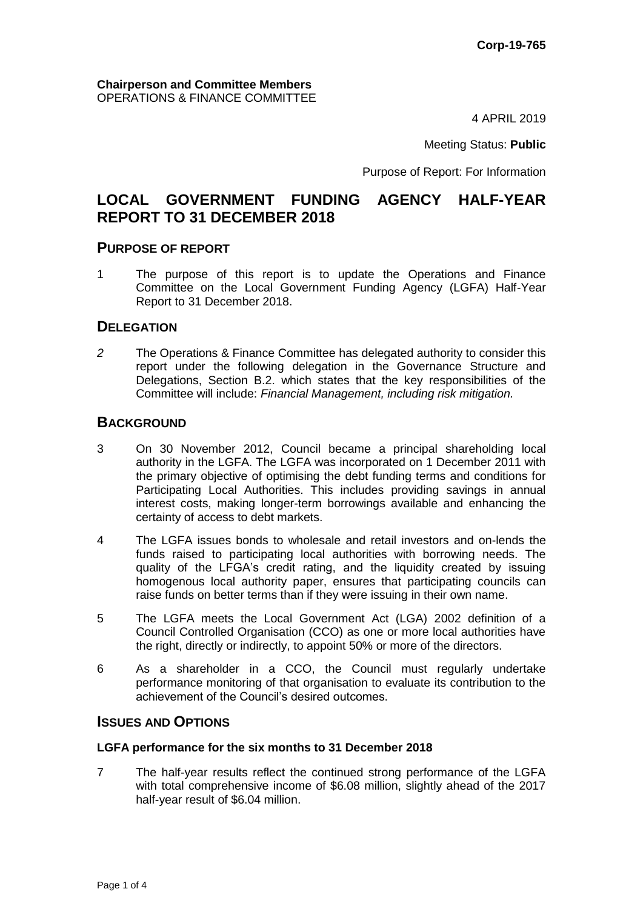**Corp-19-765**

**Chairperson and Committee Members**
OPERATIONS & FINANCE COMMITTEE

4 APRIL 2019

Meeting Status: **Public**

Purpose of Report: For Information

# LOCAL GOVERNMENT FUNDING AGENCY HALF-YEAR REPORT TO 31 DECEMBER 2018

## PURPOSE OF REPORT

1 The purpose of this report is to update the Operations and Finance Committee on the Local Government Funding Agency (LGFA) Half-Year Report to 31 December 2018.

## DELEGATION

*2* The Operations & Finance Committee has delegated authority to consider this report under the following delegation in the Governance Structure and Delegations, Section B.2. which states that the key responsibilities of the Committee will include: *Financial Management, including risk mitigation.*

## BACKGROUND

3 On 30 November 2012, Council became a principal shareholding local authority in the LGFA. The LGFA was incorporated on 1 December 2011 with the primary objective of optimising the debt funding terms and conditions for Participating Local Authorities. This includes providing savings in annual interest costs, making longer-term borrowings available and enhancing the certainty of access to debt markets.

4 The LGFA issues bonds to wholesale and retail investors and on-lends the funds raised to participating local authorities with borrowing needs. The quality of the LFGA's credit rating, and the liquidity created by issuing homogenous local authority paper, ensures that participating councils can raise funds on better terms than if they were issuing in their own name.

5 The LGFA meets the Local Government Act (LGA) 2002 definition of a Council Controlled Organisation (CCO) as one or more local authorities have the right, directly or indirectly, to appoint 50% or more of the directors.

6 As a shareholder in a CCO, the Council must regularly undertake performance monitoring of that organisation to evaluate its contribution to the achievement of the Council's desired outcomes.

## ISSUES AND OPTIONS

### LGFA performance for the six months to 31 December 2018

7 The half-year results reflect the continued strong performance of the LGFA with total comprehensive income of $6.08 million, slightly ahead of the 2017 half-year result of $6.04 million.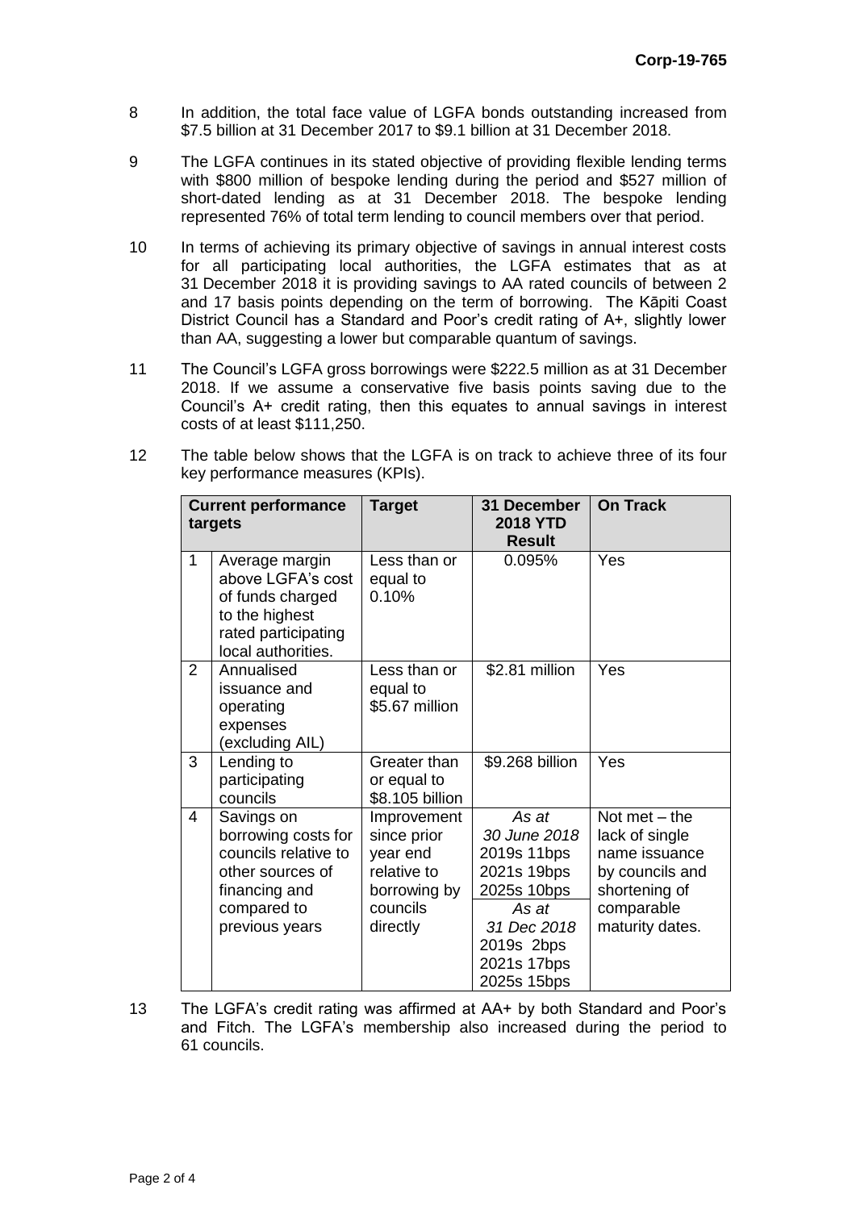8 In addition, the total face value of LGFA bonds outstanding increased from \$7.5 billion at 31 December 2017 to \$9.1 billion at 31 December 2018.

9 The LGFA continues in its stated objective of providing flexible lending terms with \$800 million of bespoke lending during the period and \$527 million of short-dated lending as at 31 December 2018. The bespoke lending represented 76% of total term lending to council members over that period.

10 In terms of achieving its primary objective of savings in annual interest costs for all participating local authorities, the LGFA estimates that as at 31 December 2018 it is providing savings to AA rated councils of between 2 and 17 basis points depending on the term of borrowing. The Kāpiti Coast District Council has a Standard and Poor's credit rating of A+, slightly lower than AA, suggesting a lower but comparable quantum of savings.

11 The Council's LGFA gross borrowings were \$222.5 million as at 31 December 2018. If we assume a conservative five basis points saving due to the Council's A+ credit rating, then this equates to annual savings in interest costs of at least \$111,250.

12 The table below shows that the LGFA is on track to achieve three of its four key performance measures (KPIs).

| Current performance targets | | Target | 31 December 2018 YTD Result | On Track |
|---|---|---|---|---|
| 1 | Average margin above LGFA's cost of funds charged to the highest rated participating local authorities. | Less than or equal to 0.10% | 0.095% | Yes |
| 2 | Annualised issuance and operating expenses (excluding AIL) | Less than or equal to \$5.67 million | \$2.81 million | Yes |
| 3 | Lending to participating councils | Greater than or equal to \$8.105 billion | \$9.268 billion | Yes |
| 4 | Savings on borrowing costs for councils relative to other sources of financing and compared to previous years | Improvement since prior year end relative to borrowing by councils directly | *As at 30 June 2018* 2019s 11bps 2021s 19bps 2025s 10bps *As at 31 Dec 2018* 2019s 2bps 2021s 17bps 2025s 15bps | Not met – the lack of single name issuance by councils and shortening of comparable maturity dates. |

13 The LGFA's credit rating was affirmed at AA+ by both Standard and Poor's and Fitch. The LGFA's membership also increased during the period to 61 councils.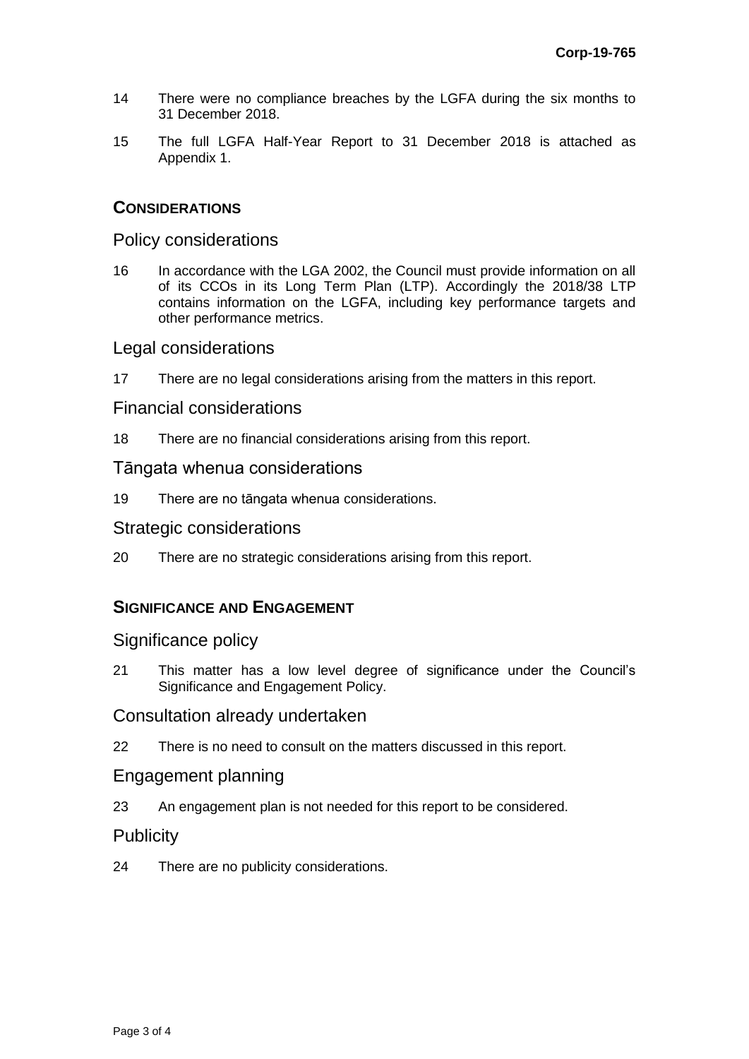14 There were no compliance breaches by the LGFA during the six months to 31 December 2018.

15 The full LGFA Half-Year Report to 31 December 2018 is attached as Appendix 1.

## CONSIDERATIONS

### Policy considerations

16 In accordance with the LGA 2002, the Council must provide information on all of its CCOs in its Long Term Plan (LTP). Accordingly the 2018/38 LTP contains information on the LGFA, including key performance targets and other performance metrics.

### Legal considerations

17 There are no legal considerations arising from the matters in this report.

### Financial considerations

18 There are no financial considerations arising from this report.

### Tāngata whenua considerations

19 There are no tāngata whenua considerations.

### Strategic considerations

20 There are no strategic considerations arising from this report.

## SIGNIFICANCE AND ENGAGEMENT

### Significance policy

21 This matter has a low level degree of significance under the Council's Significance and Engagement Policy.

### Consultation already undertaken

22 There is no need to consult on the matters discussed in this report.

### Engagement planning

23 An engagement plan is not needed for this report to be considered.

### Publicity

24 There are no publicity considerations.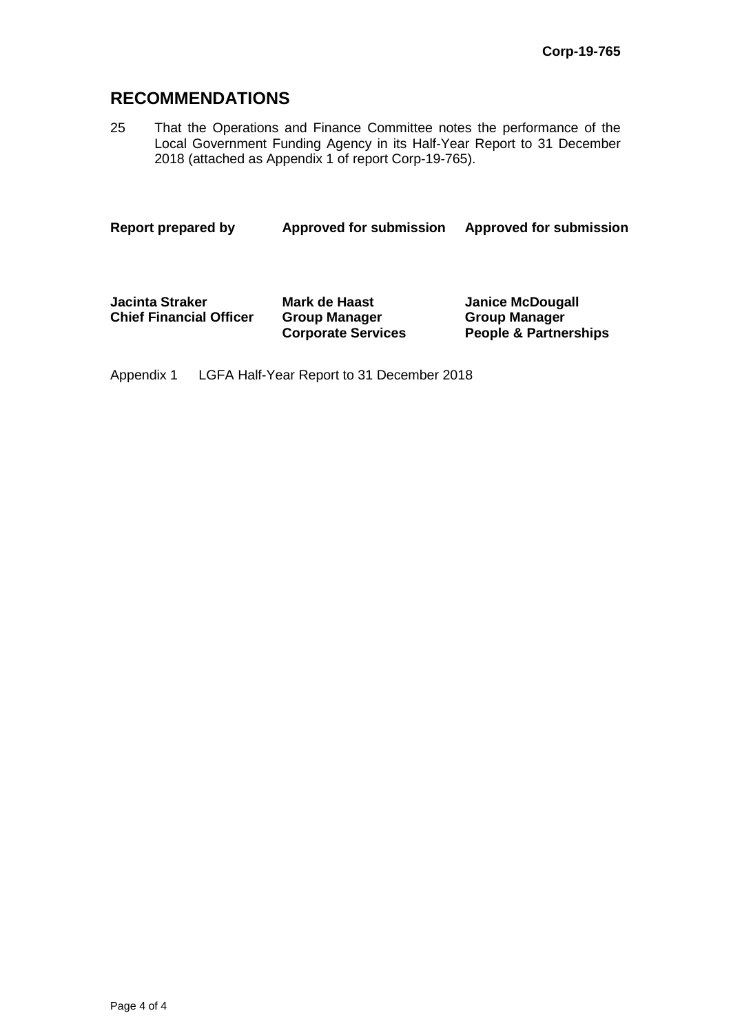## RECOMMENDATIONS

25 That the Operations and Finance Committee notes the performance of the Local Government Funding Agency in its Half-Year Report to 31 December 2018 (attached as Appendix 1 of report Corp-19-765).

| Report prepared by | Approved for submission | Approved for submission |
|---|---|---|
| **Jacinta Straker**<br>**Chief Financial Officer** | **Mark de Haast**<br>**Group Manager**<br>**Corporate Services** | **Janice McDougall**<br>**Group Manager**<br>**People & Partnerships** |

Appendix 1 LGFA Half-Year Report to 31 December 2018